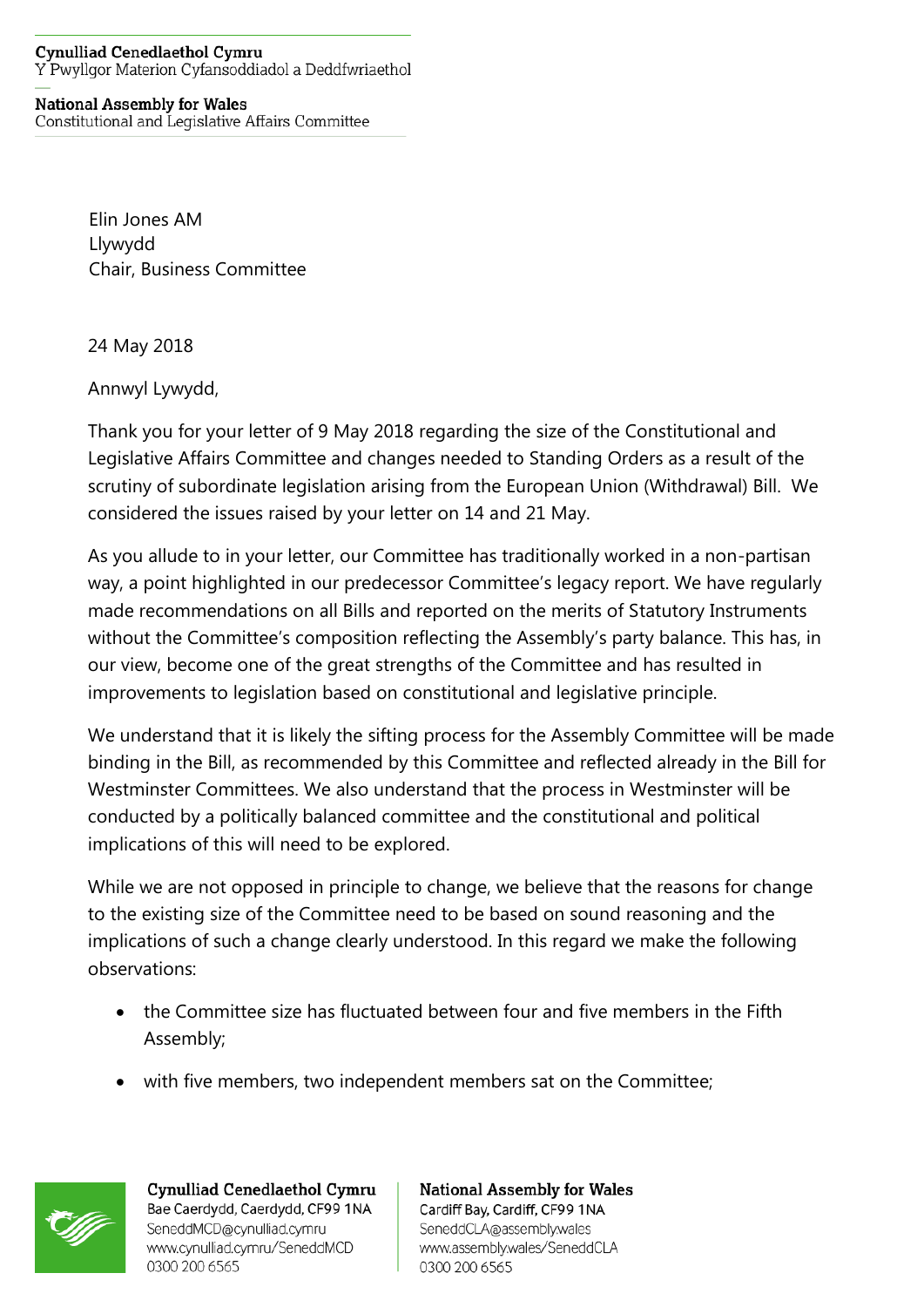**Cynulliad Cenedlaethol Cymru**
Y Pwyllgor Materion Cyfansoddiadol a Deddfwriaethol

**National Assembly for Wales**
Constitutional and Legislative Affairs Committee

Elin Jones AM
Llywydd
Chair, Business Committee

24 May 2018

Annwyl Lywydd,

Thank you for your letter of 9 May 2018 regarding the size of the Constitutional and Legislative Affairs Committee and changes needed to Standing Orders as a result of the scrutiny of subordinate legislation arising from the European Union (Withdrawal) Bill. We considered the issues raised by your letter on 14 and 21 May.

As you allude to in your letter, our Committee has traditionally worked in a non-partisan way, a point highlighted in our predecessor Committee's legacy report. We have regularly made recommendations on all Bills and reported on the merits of Statutory Instruments without the Committee's composition reflecting the Assembly's party balance. This has, in our view, become one of the great strengths of the Committee and has resulted in improvements to legislation based on constitutional and legislative principle.

We understand that it is likely the sifting process for the Assembly Committee will be made binding in the Bill, as recommended by this Committee and reflected already in the Bill for Westminster Committees. We also understand that the process in Westminster will be conducted by a politically balanced committee and the constitutional and political implications of this will need to be explored.

While we are not opposed in principle to change, we believe that the reasons for change to the existing size of the Committee need to be based on sound reasoning and the implications of such a change clearly understood. In this regard we make the following observations:

- the Committee size has fluctuated between four and five members in the Fifth Assembly;
- with five members, two independent members sat on the Committee;

**Cynulliad Cenedlaethol Cymru**
Bae Caerdydd, Caerdydd, CF99 1NA
SeneddMCD@cynulliad.cymru
www.cynulliad.cymru/SeneddMCD
0300 200 6565

**National Assembly for Wales**
Cardiff Bay, Cardiff, CF99 1NA
SeneddCLA@assembly.wales
www.assembly.wales/SeneddCLA
0300 200 6565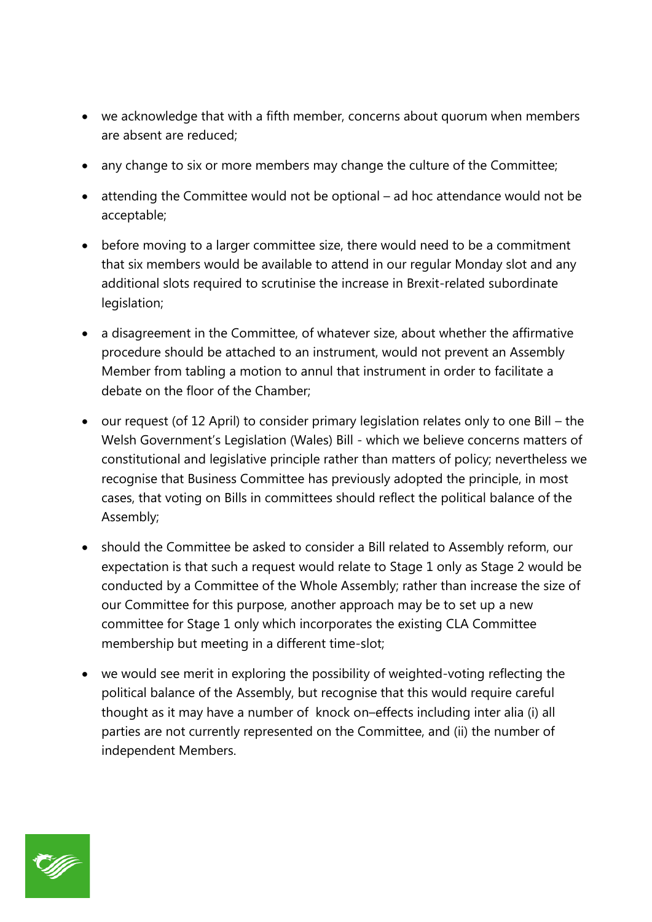- we acknowledge that with a fifth member, concerns about quorum when members are absent are reduced;
- any change to six or more members may change the culture of the Committee;
- attending the Committee would not be optional – ad hoc attendance would not be acceptable;
- before moving to a larger committee size, there would need to be a commitment that six members would be available to attend in our regular Monday slot and any additional slots required to scrutinise the increase in Brexit-related subordinate legislation;
- a disagreement in the Committee, of whatever size, about whether the affirmative procedure should be attached to an instrument, would not prevent an Assembly Member from tabling a motion to annul that instrument in order to facilitate a debate on the floor of the Chamber;
- our request (of 12 April) to consider primary legislation relates only to one Bill – the Welsh Government's Legislation (Wales) Bill - which we believe concerns matters of constitutional and legislative principle rather than matters of policy; nevertheless we recognise that Business Committee has previously adopted the principle, in most cases, that voting on Bills in committees should reflect the political balance of the Assembly;
- should the Committee be asked to consider a Bill related to Assembly reform, our expectation is that such a request would relate to Stage 1 only as Stage 2 would be conducted by a Committee of the Whole Assembly; rather than increase the size of our Committee for this purpose, another approach may be to set up a new committee for Stage 1 only which incorporates the existing CLA Committee membership but meeting in a different time-slot;
- we would see merit in exploring the possibility of weighted-voting reflecting the political balance of the Assembly, but recognise that this would require careful thought as it may have a number of knock on–effects including inter alia (i) all parties are not currently represented on the Committee, and (ii) the number of independent Members.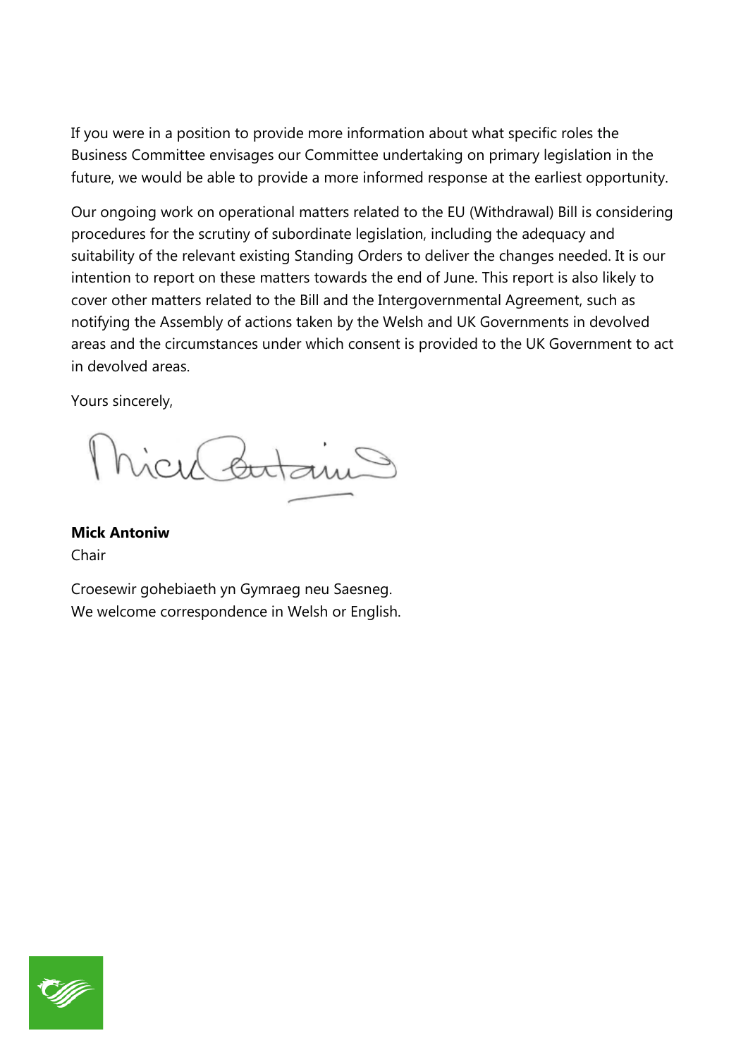If you were in a position to provide more information about what specific roles the Business Committee envisages our Committee undertaking on primary legislation in the future, we would be able to provide a more informed response at the earliest opportunity.

Our ongoing work on operational matters related to the EU (Withdrawal) Bill is considering procedures for the scrutiny of subordinate legislation, including the adequacy and suitability of the relevant existing Standing Orders to deliver the changes needed. It is our intention to report on these matters towards the end of June. This report is also likely to cover other matters related to the Bill and the Intergovernmental Agreement, such as notifying the Assembly of actions taken by the Welsh and UK Governments in devolved areas and the circumstances under which consent is provided to the UK Government to act in devolved areas.

Yours sincerely,

**Mick Antoniw**
Chair

Croesewir gohebiaeth yn Gymraeg neu Saesneg.
We welcome correspondence in Welsh or English.